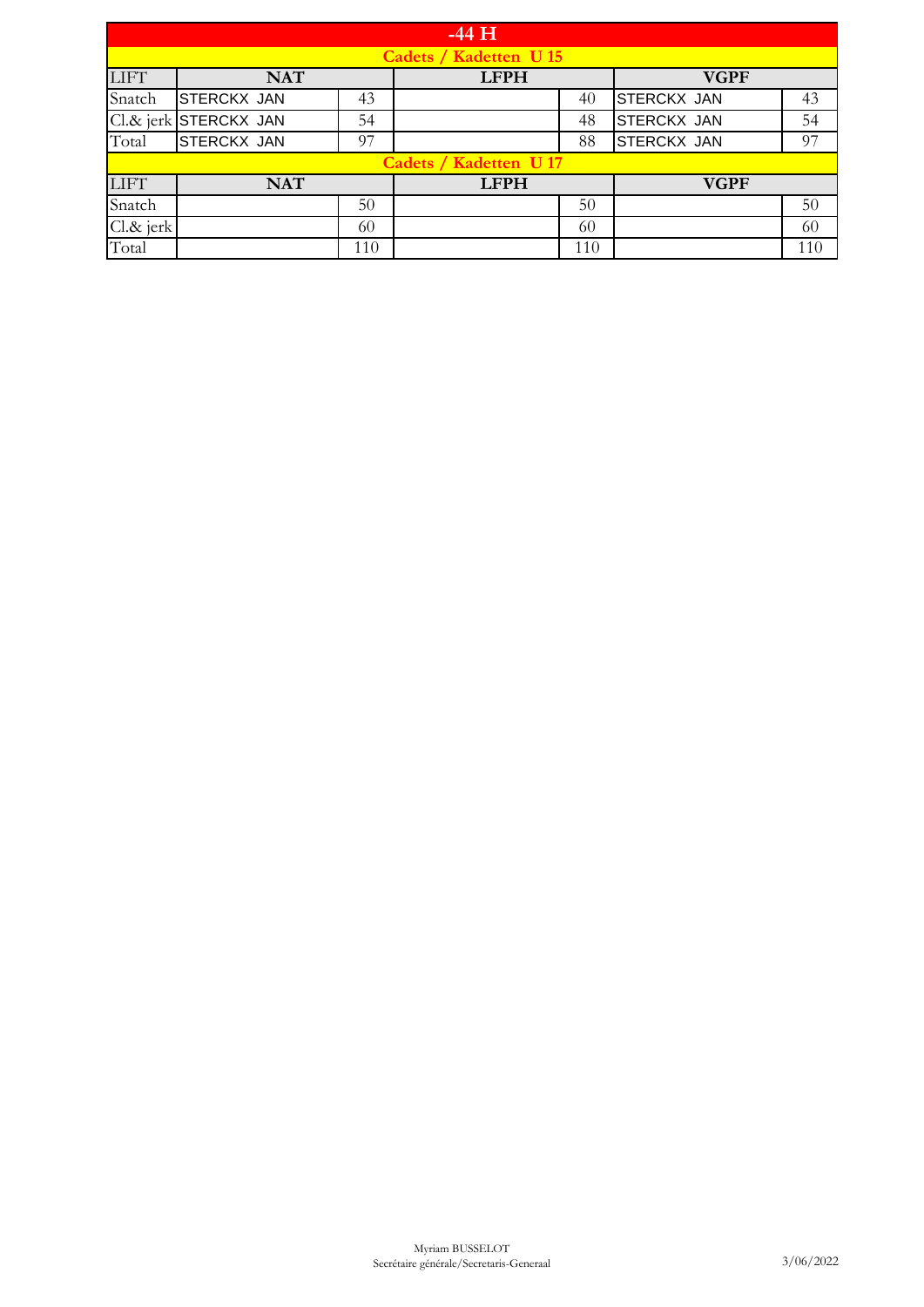# -44 H

| Cadets / Kadetten U 15 | | | | | | |
|---|---|---|---|---|---|---|
| LIFT | NAT | | LFPH | | VGPF | |
| Snatch | STERCKX JAN | 43 | | 40 | STERCKX JAN | 43 |
| Cl.& jerk | STERCKX JAN | 54 | | 48 | STERCKX JAN | 54 |
| Total | STERCKX JAN | 97 | | 88 | STERCKX JAN | 97 |
| **Cadets / Kadetten U 17** | | | | | | |
| LIFT | NAT | | LFPH | | VGPF | |
| Snatch | | 50 | | 50 | | 50 |
| Cl.& jerk | | 60 | | 60 | | 60 |
| Total | | 110 | | 110 | | 110 |

Myriam BUSSELOT
Secrétaire générale/Secretaris-Generaal

3/06/2022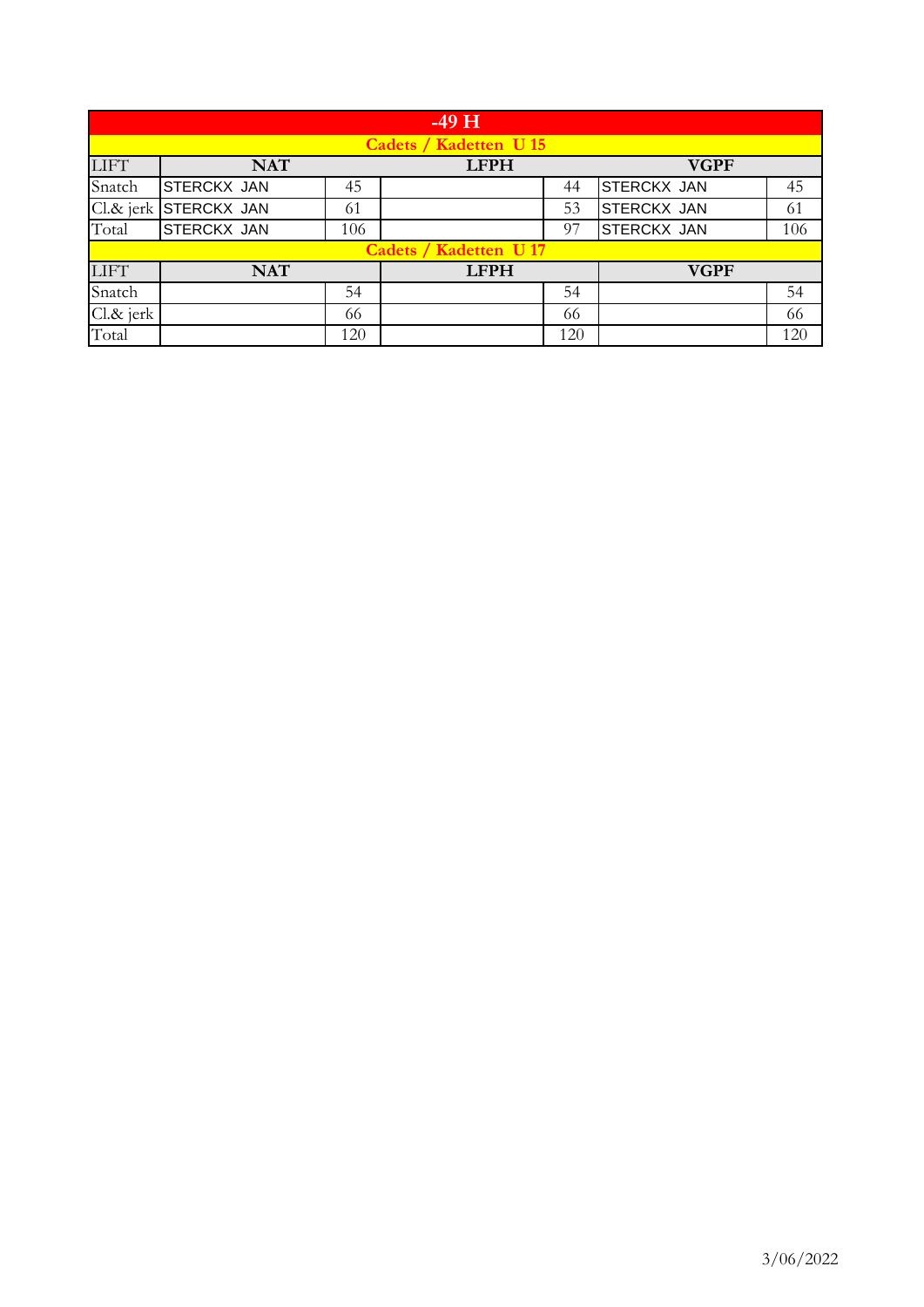| -49 H | | | | | | |
|---|---|---|---|---|---|---|
| **Cadets / Kadetten U 15** | | | | | | |
| LIFT | **NAT** | | **LFPH** | | **VGPF** | |
| Snatch | STERCKX JAN | 45 | | 44 | STERCKX JAN | 45 |
| Cl.& jerk | STERCKX JAN | 61 | | 53 | STERCKX JAN | 61 |
| Total | STERCKX JAN | 106 | | 97 | STERCKX JAN | 106 |
| **Cadets / Kadetten U 17** | | | | | | |
| LIFT | **NAT** | | **LFPH** | | **VGPF** | |
| Snatch | | 54 | | 54 | | 54 |
| Cl.& jerk | | 66 | | 66 | | 66 |
| Total | | 120 | | 120 | | 120 |

3/06/2022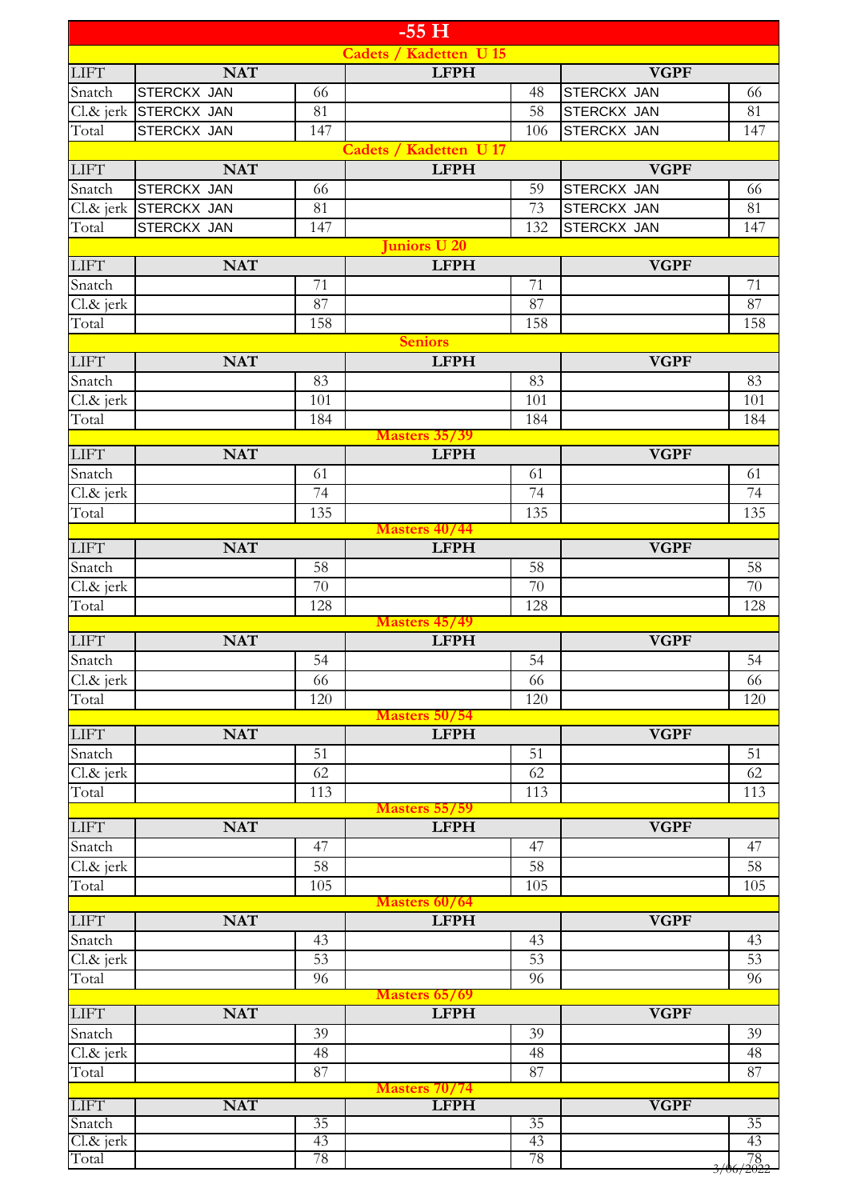# -55 H

## Cadets / Kadetten U 15

| LIFT | NAT | | LFPH | | VGPF | |
|---|---|---|---|---|---|---|
| Snatch | STERCKX JAN | 66 | | 48 | STERCKX JAN | 66 |
| Cl.& jerk | STERCKX JAN | 81 | | 58 | STERCKX JAN | 81 |
| Total | STERCKX JAN | 147 | | 106 | STERCKX JAN | 147 |

## Cadets / Kadetten U 17

| LIFT | NAT | | LFPH | | VGPF | |
|---|---|---|---|---|---|---|
| Snatch | STERCKX JAN | 66 | | 59 | STERCKX JAN | 66 |
| Cl.& jerk | STERCKX JAN | 81 | | 73 | STERCKX JAN | 81 |
| Total | STERCKX JAN | 147 | | 132 | STERCKX JAN | 147 |

## Juniors U 20

| LIFT | NAT | | LFPH | | VGPF | |
|---|---|---|---|---|---|---|
| Snatch | | 71 | | 71 | | 71 |
| Cl.& jerk | | 87 | | 87 | | 87 |
| Total | | 158 | | 158 | | 158 |

## Seniors

| LIFT | NAT | | LFPH | | VGPF | |
|---|---|---|---|---|---|---|
| Snatch | | 83 | | 83 | | 83 |
| Cl.& jerk | | 101 | | 101 | | 101 |
| Total | | 184 | | 184 | | 184 |

## Masters 35/39

| LIFT | NAT | | LFPH | | VGPF | |
|---|---|---|---|---|---|---|
| Snatch | | 61 | | 61 | | 61 |
| Cl.& jerk | | 74 | | 74 | | 74 |
| Total | | 135 | | 135 | | 135 |

## Masters 40/44

| LIFT | NAT | | LFPH | | VGPF | |
|---|---|---|---|---|---|---|
| Snatch | | 58 | | 58 | | 58 |
| Cl.& jerk | | 70 | | 70 | | 70 |
| Total | | 128 | | 128 | | 128 |

## Masters 45/49

| LIFT | NAT | | LFPH | | VGPF | |
|---|---|---|---|---|---|---|
| Snatch | | 54 | | 54 | | 54 |
| Cl.& jerk | | 66 | | 66 | | 66 |
| Total | | 120 | | 120 | | 120 |

## Masters 50/54

| LIFT | NAT | | LFPH | | VGPF | |
|---|---|---|---|---|---|---|
| Snatch | | 51 | | 51 | | 51 |
| Cl.& jerk | | 62 | | 62 | | 62 |
| Total | | 113 | | 113 | | 113 |

## Masters 55/59

| LIFT | NAT | | LFPH | | VGPF | |
|---|---|---|---|---|---|---|
| Snatch | | 47 | | 47 | | 47 |
| Cl.& jerk | | 58 | | 58 | | 58 |
| Total | | 105 | | 105 | | 105 |

## Masters 60/64

| LIFT | NAT | | LFPH | | VGPF | |
|---|---|---|---|---|---|---|
| Snatch | | 43 | | 43 | | 43 |
| Cl.& jerk | | 53 | | 53 | | 53 |
| Total | | 96 | | 96 | | 96 |

## Masters 65/69

| LIFT | NAT | | LFPH | | VGPF | |
|---|---|---|---|---|---|---|
| Snatch | | 39 | | 39 | | 39 |
| Cl.& jerk | | 48 | | 48 | | 48 |
| Total | | 87 | | 87 | | 87 |

## Masters 70/74

| LIFT | NAT | | LFPH | | VGPF | |
|---|---|---|---|---|---|---|
| Snatch | | 35 | | 35 | | 35 |
| Cl.& jerk | | 43 | | 43 | | 43 |
| Total | | 78 | | 78 | | 78 |

3/06/2022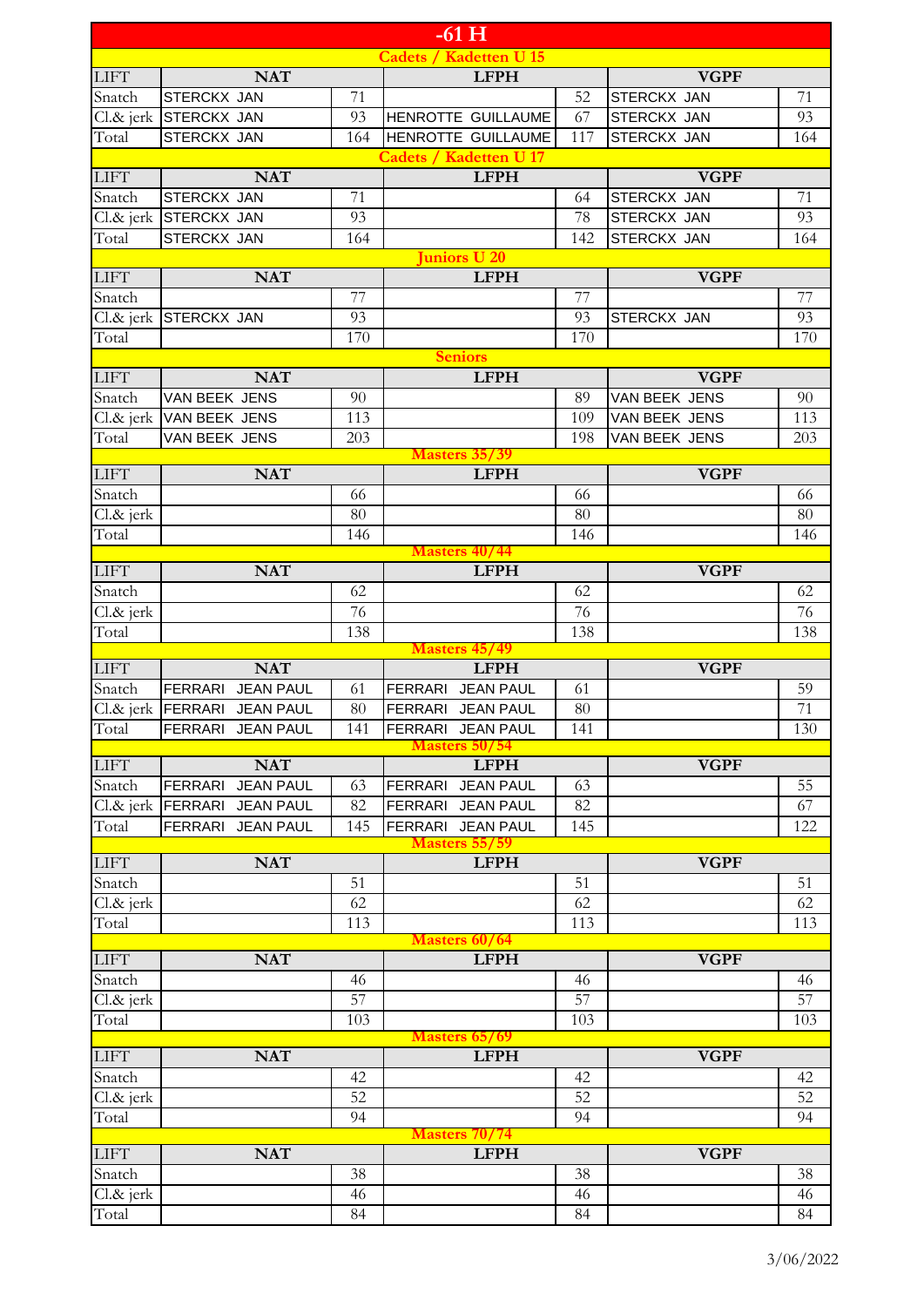# -61 H

## Cadets / Kadetten U 15

| LIFT | NAT | | LFPH | | VGPF | |
|---|---|---|---|---|---|---|
| Snatch | STERCKX JAN | 71 | | 52 | STERCKX JAN | 71 |
| Cl.& jerk | STERCKX JAN | 93 | HENROTTE GUILLAUME | 67 | STERCKX JAN | 93 |
| Total | STERCKX JAN | 164 | HENROTTE GUILLAUME | 117 | STERCKX JAN | 164 |

## Cadets / Kadetten U 17

| LIFT | NAT | | LFPH | | VGPF | |
|---|---|---|---|---|---|---|
| Snatch | STERCKX JAN | 71 | | 64 | STERCKX JAN | 71 |
| Cl.& jerk | STERCKX JAN | 93 | | 78 | STERCKX JAN | 93 |
| Total | STERCKX JAN | 164 | | 142 | STERCKX JAN | 164 |

## Juniors U 20

| LIFT | NAT | | LFPH | | VGPF | |
|---|---|---|---|---|---|---|
| Snatch | | 77 | | 77 | | 77 |
| Cl.& jerk | STERCKX JAN | 93 | | 93 | STERCKX JAN | 93 |
| Total | | 170 | | 170 | | 170 |

## Seniors

| LIFT | NAT | | LFPH | | VGPF | |
|---|---|---|---|---|---|---|
| Snatch | VAN BEEK JENS | 90 | | 89 | VAN BEEK JENS | 90 |
| Cl.& jerk | VAN BEEK JENS | 113 | | 109 | VAN BEEK JENS | 113 |
| Total | VAN BEEK JENS | 203 | | 198 | VAN BEEK JENS | 203 |

## Masters 35/39

| LIFT | NAT | | LFPH | | VGPF | |
|---|---|---|---|---|---|---|
| Snatch | | 66 | | 66 | | 66 |
| Cl.& jerk | | 80 | | 80 | | 80 |
| Total | | 146 | | 146 | | 146 |

## Masters 40/44

| LIFT | NAT | | LFPH | | VGPF | |
|---|---|---|---|---|---|---|
| Snatch | | 62 | | 62 | | 62 |
| Cl.& jerk | | 76 | | 76 | | 76 |
| Total | | 138 | | 138 | | 138 |

## Masters 45/49

| LIFT | NAT | | LFPH | | VGPF | |
|---|---|---|---|---|---|---|
| Snatch | FERRARI JEAN PAUL | 61 | FERRARI JEAN PAUL | 61 | | 59 |
| Cl.& jerk | FERRARI JEAN PAUL | 80 | FERRARI JEAN PAUL | 80 | | 71 |
| Total | FERRARI JEAN PAUL | 141 | FERRARI JEAN PAUL | 141 | | 130 |

## Masters 50/54

| LIFT | NAT | | LFPH | | VGPF | |
|---|---|---|---|---|---|---|
| Snatch | FERRARI JEAN PAUL | 63 | FERRARI JEAN PAUL | 63 | | 55 |
| Cl.& jerk | FERRARI JEAN PAUL | 82 | FERRARI JEAN PAUL | 82 | | 67 |
| Total | FERRARI JEAN PAUL | 145 | FERRARI JEAN PAUL | 145 | | 122 |

## Masters 55/59

| LIFT | NAT | | LFPH | | VGPF | |
|---|---|---|---|---|---|---|
| Snatch | | 51 | | 51 | | 51 |
| Cl.& jerk | | 62 | | 62 | | 62 |
| Total | | 113 | | 113 | | 113 |

## Masters 60/64

| LIFT | NAT | | LFPH | | VGPF | |
|---|---|---|---|---|---|---|
| Snatch | | 46 | | 46 | | 46 |
| Cl.& jerk | | 57 | | 57 | | 57 |
| Total | | 103 | | 103 | | 103 |

## Masters 65/69

| LIFT | NAT | | LFPH | | VGPF | |
|---|---|---|---|---|---|---|
| Snatch | | 42 | | 42 | | 42 |
| Cl.& jerk | | 52 | | 52 | | 52 |
| Total | | 94 | | 94 | | 94 |

## Masters 70/74

| LIFT | NAT | | LFPH | | VGPF | |
|---|---|---|---|---|---|---|
| Snatch | | 38 | | 38 | | 38 |
| Cl.& jerk | | 46 | | 46 | | 46 |
| Total | | 84 | | 84 | | 84 |

3/06/2022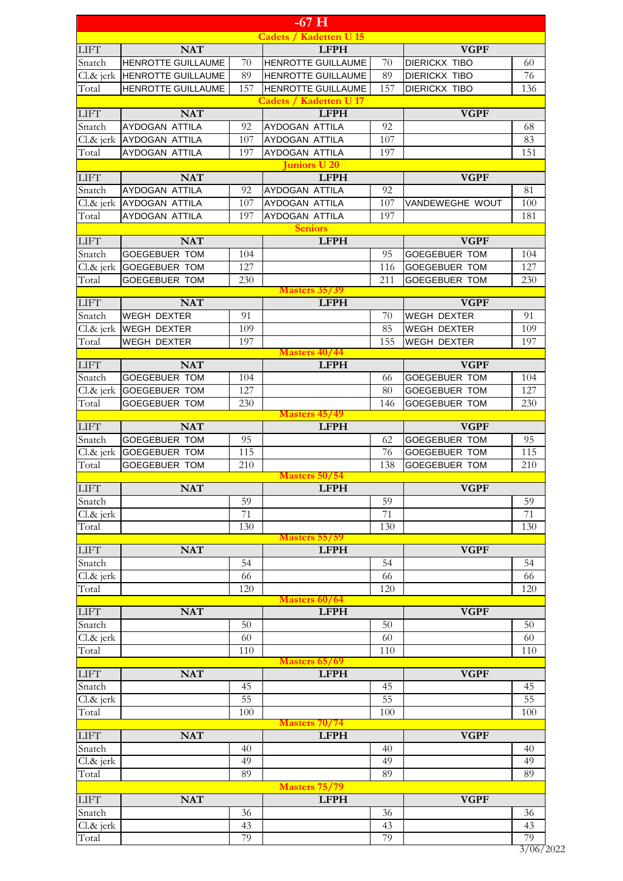# -67 H

| LIFT | NAT | | LFPH | | VGPF | |
|---|---|---|---|---|---|---|
| **Cadets / Kadetten U 15** | | | | | | |
| Snatch | HENROTTE GUILLAUME | 70 | HENROTTE GUILLAUME | 70 | DIERICKX TIBO | 60 |
| Cl.& jerk | HENROTTE GUILLAUME | 89 | HENROTTE GUILLAUME | 89 | DIERICKX TIBO | 76 |
| Total | HENROTTE GUILLAUME | 157 | HENROTTE GUILLAUME | 157 | DIERICKX TIBO | 136 |
| **Cadets / Kadetten U 17** | | | | | | |
| Snatch | AYDOGAN ATTILA | 92 | AYDOGAN ATTILA | 92 | | 68 |
| Cl.& jerk | AYDOGAN ATTILA | 107 | AYDOGAN ATTILA | 107 | | 83 |
| Total | AYDOGAN ATTILA | 197 | AYDOGAN ATTILA | 197 | | 151 |
| **Juniors U 20** | | | | | | |
| Snatch | AYDOGAN ATTILA | 92 | AYDOGAN ATTILA | 92 | | 81 |
| Cl.& jerk | AYDOGAN ATTILA | 107 | AYDOGAN ATTILA | 107 | VANDEWEGHE WOUT | 100 |
| Total | AYDOGAN ATTILA | 197 | AYDOGAN ATTILA | 197 | | 181 |
| **Seniors** | | | | | | |
| Snatch | GOEGEBUER TOM | 104 | | 95 | GOEGEBUER TOM | 104 |
| Cl.& jerk | GOEGEBUER TOM | 127 | | 116 | GOEGEBUER TOM | 127 |
| Total | GOEGEBUER TOM | 230 | | 211 | GOEGEBUER TOM | 230 |
| **Masters 35/39** | | | | | | |
| Snatch | WEGH DEXTER | 91 | | 70 | WEGH DEXTER | 91 |
| Cl.& jerk | WEGH DEXTER | 109 | | 85 | WEGH DEXTER | 109 |
| Total | WEGH DEXTER | 197 | | 155 | WEGH DEXTER | 197 |
| **Masters 40/44** | | | | | | |
| Snatch | GOEGEBUER TOM | 104 | | 66 | GOEGEBUER TOM | 104 |
| Cl.& jerk | GOEGEBUER TOM | 127 | | 80 | GOEGEBUER TOM | 127 |
| Total | GOEGEBUER TOM | 230 | | 146 | GOEGEBUER TOM | 230 |
| **Masters 45/49** | | | | | | |
| Snatch | GOEGEBUER TOM | 95 | | 62 | GOEGEBUER TOM | 95 |
| Cl.& jerk | GOEGEBUER TOM | 115 | | 76 | GOEGEBUER TOM | 115 |
| Total | GOEGEBUER TOM | 210 | | 138 | GOEGEBUER TOM | 210 |
| **Masters 50/54** | | | | | | |
| Snatch | | 59 | | 59 | | 59 |
| Cl.& jerk | | 71 | | 71 | | 71 |
| Total | | 130 | | 130 | | 130 |
| **Masters 55/59** | | | | | | |
| Snatch | | 54 | | 54 | | 54 |
| Cl.& jerk | | 66 | | 66 | | 66 |
| Total | | 120 | | 120 | | 120 |
| **Masters 60/64** | | | | | | |
| Snatch | | 50 | | 50 | | 50 |
| Cl.& jerk | | 60 | | 60 | | 60 |
| Total | | 110 | | 110 | | 110 |
| **Masters 65/69** | | | | | | |
| Snatch | | 45 | | 45 | | 45 |
| Cl.& jerk | | 55 | | 55 | | 55 |
| Total | | 100 | | 100 | | 100 |
| **Masters 70/74** | | | | | | |
| Snatch | | 40 | | 40 | | 40 |
| Cl.& jerk | | 49 | | 49 | | 49 |
| Total | | 89 | | 89 | | 89 |
| **Masters 75/79** | | | | | | |
| Snatch | | 36 | | 36 | | 36 |
| Cl.& jerk | | 43 | | 43 | | 43 |
| Total | | 79 | | 79 | | 79 |

3/06/2022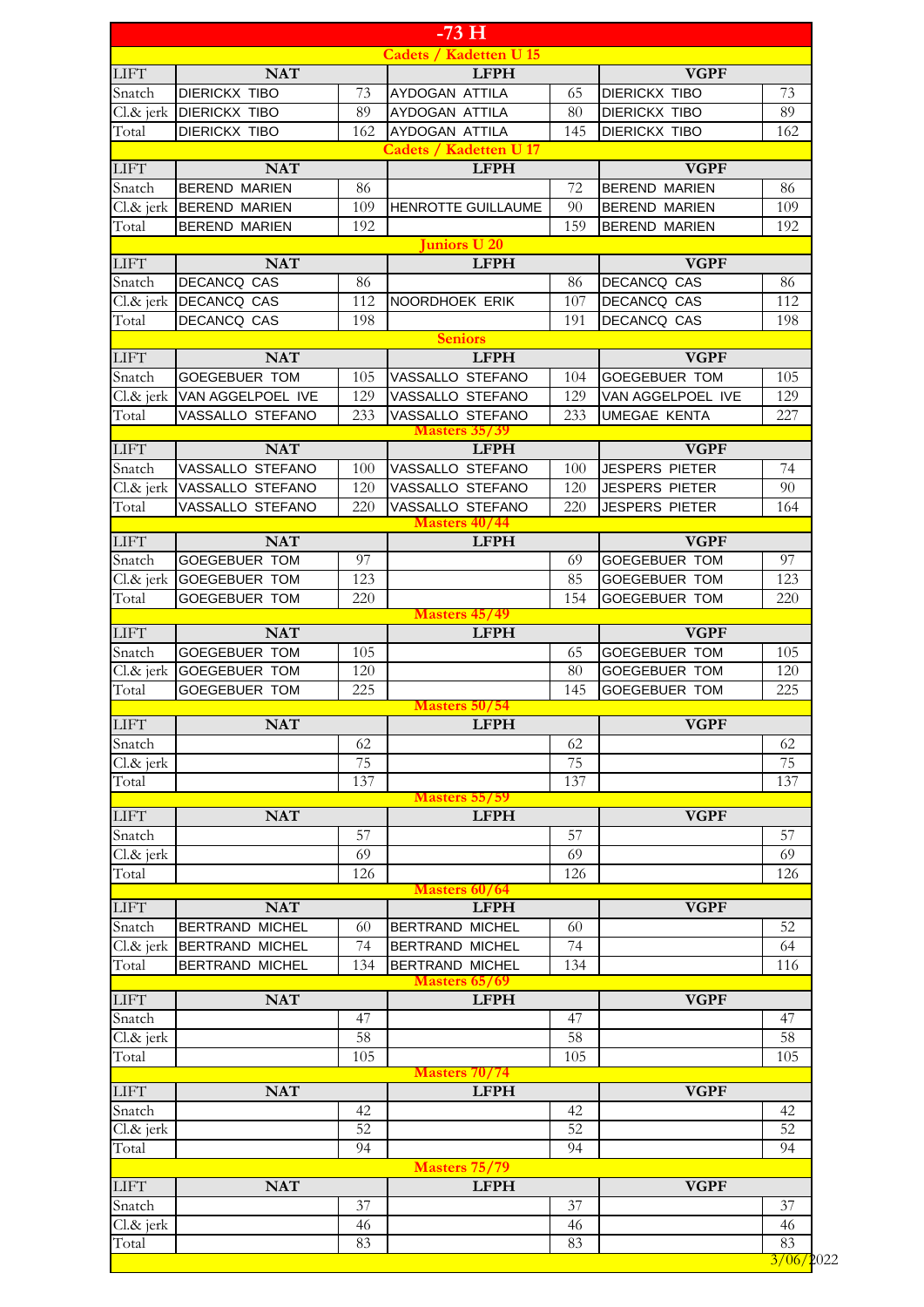# -73 H

## Cadets / Kadetten U 15

| LIFT | NAT | | LFPH | | VGPF | |
|---|---|---|---|---|---|---|
| Snatch | DIERICKX TIBO | 73 | AYDOGAN ATTILA | 65 | DIERICKX TIBO | 73 |
| Cl.& jerk | DIERICKX TIBO | 89 | AYDOGAN ATTILA | 80 | DIERICKX TIBO | 89 |
| Total | DIERICKX TIBO | 162 | AYDOGAN ATTILA | 145 | DIERICKX TIBO | 162 |

## Cadets / Kadetten U 17

| LIFT | NAT | | LFPH | | VGPF | |
|---|---|---|---|---|---|---|
| Snatch | BEREND MARIEN | 86 | | 72 | BEREND MARIEN | 86 |
| Cl.& jerk | BEREND MARIEN | 109 | HENROTTE GUILLAUME | 90 | BEREND MARIEN | 109 |
| Total | BEREND MARIEN | 192 | | 159 | BEREND MARIEN | 192 |

## Juniors U 20

| LIFT | NAT | | LFPH | | VGPF | |
|---|---|---|---|---|---|---|
| Snatch | DECANCQ CAS | 86 | | 86 | DECANCQ CAS | 86 |
| Cl.& jerk | DECANCQ CAS | 112 | NOORDHOEK ERIK | 107 | DECANCQ CAS | 112 |
| Total | DECANCQ CAS | 198 | | 191 | DECANCQ CAS | 198 |

## Seniors

| LIFT | NAT | | LFPH | | VGPF | |
|---|---|---|---|---|---|---|
| Snatch | GOEGEBUER TOM | 105 | VASSALLO STEFANO | 104 | GOEGEBUER TOM | 105 |
| Cl.& jerk | VAN AGGELPOEL IVE | 129 | VASSALLO STEFANO | 129 | VAN AGGELPOEL IVE | 129 |
| Total | VASSALLO STEFANO | 233 | VASSALLO STEFANO | 233 | UMEGAE KENTA | 227 |

## Masters 35/39

| LIFT | NAT | | LFPH | | VGPF | |
|---|---|---|---|---|---|---|
| Snatch | VASSALLO STEFANO | 100 | VASSALLO STEFANO | 100 | JESPERS PIETER | 74 |
| Cl.& jerk | VASSALLO STEFANO | 120 | VASSALLO STEFANO | 120 | JESPERS PIETER | 90 |
| Total | VASSALLO STEFANO | 220 | VASSALLO STEFANO | 220 | JESPERS PIETER | 164 |

## Masters 40/44

| LIFT | NAT | | LFPH | | VGPF | |
|---|---|---|---|---|---|---|
| Snatch | GOEGEBUER TOM | 97 | | 69 | GOEGEBUER TOM | 97 |
| Cl.& jerk | GOEGEBUER TOM | 123 | | 85 | GOEGEBUER TOM | 123 |
| Total | GOEGEBUER TOM | 220 | | 154 | GOEGEBUER TOM | 220 |

## Masters 45/49

| LIFT | NAT | | LFPH | | VGPF | |
|---|---|---|---|---|---|---|
| Snatch | GOEGEBUER TOM | 105 | | 65 | GOEGEBUER TOM | 105 |
| Cl.& jerk | GOEGEBUER TOM | 120 | | 80 | GOEGEBUER TOM | 120 |
| Total | GOEGEBUER TOM | 225 | | 145 | GOEGEBUER TOM | 225 |

## Masters 50/54

| LIFT | NAT | | LFPH | | VGPF | |
|---|---|---|---|---|---|---|
| Snatch | | 62 | | 62 | | 62 |
| Cl.& jerk | | 75 | | 75 | | 75 |
| Total | | 137 | | 137 | | 137 |

## Masters 55/59

| LIFT | NAT | | LFPH | | VGPF | |
|---|---|---|---|---|---|---|
| Snatch | | 57 | | 57 | | 57 |
| Cl.& jerk | | 69 | | 69 | | 69 |
| Total | | 126 | | 126 | | 126 |

## Masters 60/64

| LIFT | NAT | | LFPH | | VGPF | |
|---|---|---|---|---|---|---|
| Snatch | BERTRAND MICHEL | 60 | BERTRAND MICHEL | 60 | | 52 |
| Cl.& jerk | BERTRAND MICHEL | 74 | BERTRAND MICHEL | 74 | | 64 |
| Total | BERTRAND MICHEL | 134 | BERTRAND MICHEL | 134 | | 116 |

## Masters 65/69

| LIFT | NAT | | LFPH | | VGPF | |
|---|---|---|---|---|---|---|
| Snatch | | 47 | | 47 | | 47 |
| Cl.& jerk | | 58 | | 58 | | 58 |
| Total | | 105 | | 105 | | 105 |

## Masters 70/74

| LIFT | NAT | | LFPH | | VGPF | |
|---|---|---|---|---|---|---|
| Snatch | | 42 | | 42 | | 42 |
| Cl.& jerk | | 52 | | 52 | | 52 |
| Total | | 94 | | 94 | | 94 |

## Masters 75/79

| LIFT | NAT | | LFPH | | VGPF | |
|---|---|---|---|---|---|---|
| Snatch | | 37 | | 37 | | 37 |
| Cl.& jerk | | 46 | | 46 | | 46 |
| Total | | 83 | | 83 | | 83 |

3/06/2022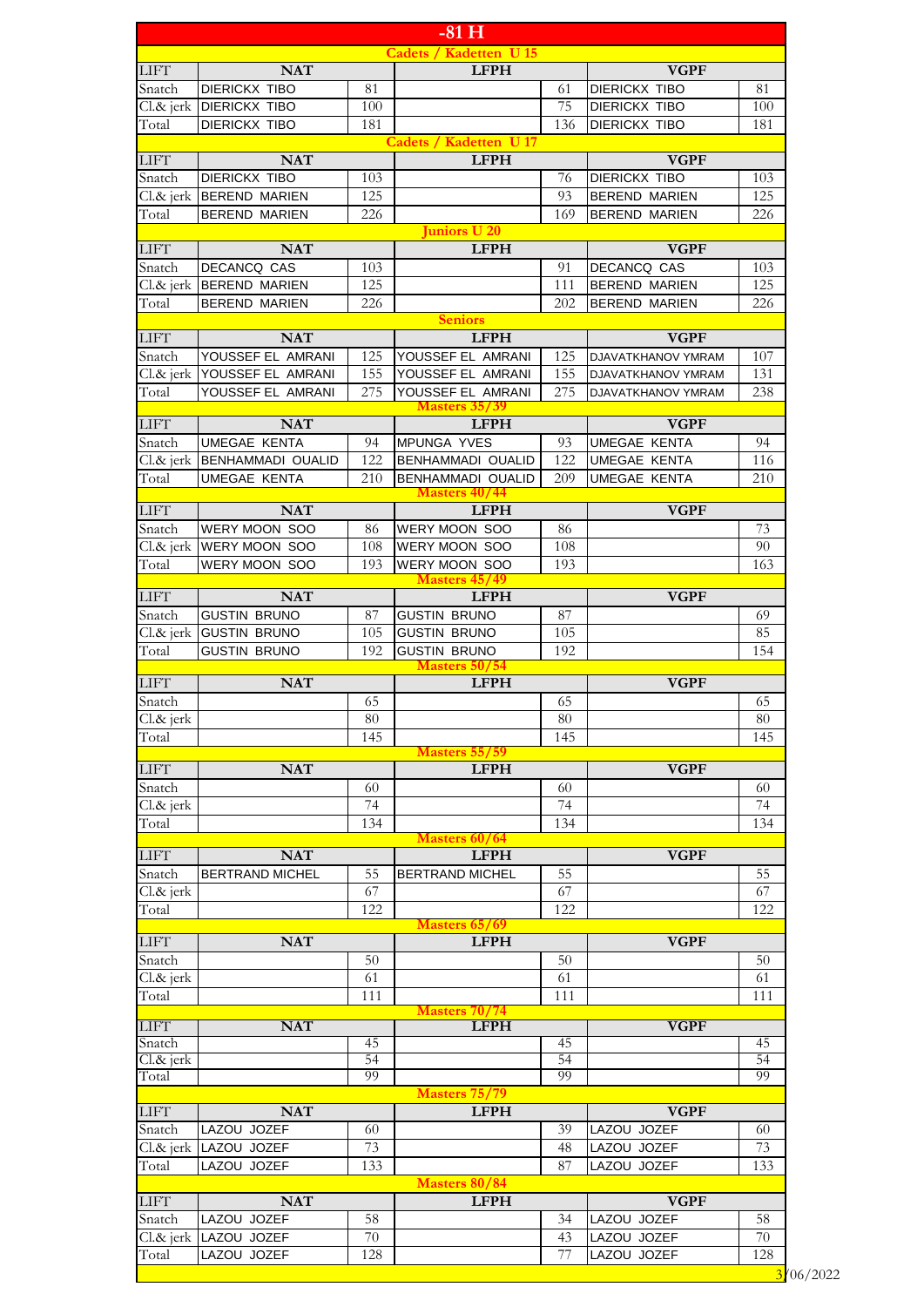# -81 H

## Cadets / Kadetten U 15

| LIFT | NAT | | LFPH | | VGPF | |
|---|---|---|---|---|---|---|
| Snatch | DIERICKX TIBO | 81 | | 61 | DIERICKX TIBO | 81 |
| Cl.& jerk | DIERICKX TIBO | 100 | | 75 | DIERICKX TIBO | 100 |
| Total | DIERICKX TIBO | 181 | | 136 | DIERICKX TIBO | 181 |

## Cadets / Kadetten U 17

| LIFT | NAT | | LFPH | | VGPF | |
|---|---|---|---|---|---|---|
| Snatch | DIERICKX TIBO | 103 | | 76 | DIERICKX TIBO | 103 |
| Cl.& jerk | BEREND MARIEN | 125 | | 93 | BEREND MARIEN | 125 |
| Total | BEREND MARIEN | 226 | | 169 | BEREND MARIEN | 226 |

## Juniors U 20

| LIFT | NAT | | LFPH | | VGPF | |
|---|---|---|---|---|---|---|
| Snatch | DECANCQ CAS | 103 | | 91 | DECANCQ CAS | 103 |
| Cl.& jerk | BEREND MARIEN | 125 | | 111 | BEREND MARIEN | 125 |
| Total | BEREND MARIEN | 226 | | 202 | BEREND MARIEN | 226 |

## Seniors

| LIFT | NAT | | LFPH | | VGPF | |
|---|---|---|---|---|---|---|
| Snatch | YOUSSEF EL AMRANI | 125 | YOUSSEF EL AMRANI | 125 | DJAVATKHANOV YMRAM | 107 |
| Cl.& jerk | YOUSSEF EL AMRANI | 155 | YOUSSEF EL AMRANI | 155 | DJAVATKHANOV YMRAM | 131 |
| Total | YOUSSEF EL AMRANI | 275 | YOUSSEF EL AMRANI | 275 | DJAVATKHANOV YMRAM | 238 |

## Masters 35/39

| LIFT | NAT | | LFPH | | VGPF | |
|---|---|---|---|---|---|---|
| Snatch | UMEGAE KENTA | 94 | MPUNGA YVES | 93 | UMEGAE KENTA | 94 |
| Cl.& jerk | BENHAMMADI OUALID | 122 | BENHAMMADI OUALID | 122 | UMEGAE KENTA | 116 |
| Total | UMEGAE KENTA | 210 | BENHAMMADI OUALID | 209 | UMEGAE KENTA | 210 |

## Masters 40/44

| LIFT | NAT | | LFPH | | VGPF | |
|---|---|---|---|---|---|---|
| Snatch | WERY MOON SOO | 86 | WERY MOON SOO | 86 | | 73 |
| Cl.& jerk | WERY MOON SOO | 108 | WERY MOON SOO | 108 | | 90 |
| Total | WERY MOON SOO | 193 | WERY MOON SOO | 193 | | 163 |

## Masters 45/49

| LIFT | NAT | | LFPH | | VGPF | |
|---|---|---|---|---|---|---|
| Snatch | GUSTIN BRUNO | 87 | GUSTIN BRUNO | 87 | | 69 |
| Cl.& jerk | GUSTIN BRUNO | 105 | GUSTIN BRUNO | 105 | | 85 |
| Total | GUSTIN BRUNO | 192 | GUSTIN BRUNO | 192 | | 154 |

## Masters 50/54

| LIFT | NAT | | LFPH | | VGPF | |
|---|---|---|---|---|---|---|
| Snatch | | 65 | | 65 | | 65 |
| Cl.& jerk | | 80 | | 80 | | 80 |
| Total | | 145 | | 145 | | 145 |

## Masters 55/59

| LIFT | NAT | | LFPH | | VGPF | |
|---|---|---|---|---|---|---|
| Snatch | | 60 | | 60 | | 60 |
| Cl.& jerk | | 74 | | 74 | | 74 |
| Total | | 134 | | 134 | | 134 |

## Masters 60/64

| LIFT | NAT | | LFPH | | VGPF | |
|---|---|---|---|---|---|---|
| Snatch | BERTRAND MICHEL | 55 | BERTRAND MICHEL | 55 | | 55 |
| Cl.& jerk | | 67 | | 67 | | 67 |
| Total | | 122 | | 122 | | 122 |

## Masters 65/69

| LIFT | NAT | | LFPH | | VGPF | |
|---|---|---|---|---|---|---|
| Snatch | | 50 | | 50 | | 50 |
| Cl.& jerk | | 61 | | 61 | | 61 |
| Total | | 111 | | 111 | | 111 |

## Masters 70/74

| LIFT | NAT | | LFPH | | VGPF | |
|---|---|---|---|---|---|---|
| Snatch | | 45 | | 45 | | 45 |
| Cl.& jerk | | 54 | | 54 | | 54 |
| Total | | 99 | | 99 | | 99 |

## Masters 75/79

| LIFT | NAT | | LFPH | | VGPF | |
|---|---|---|---|---|---|---|
| Snatch | LAZOU JOZEF | 60 | | 39 | LAZOU JOZEF | 60 |
| Cl.& jerk | LAZOU JOZEF | 73 | | 48 | LAZOU JOZEF | 73 |
| Total | LAZOU JOZEF | 133 | | 87 | LAZOU JOZEF | 133 |

## Masters 80/84

| LIFT | NAT | | LFPH | | VGPF | |
|---|---|---|---|---|---|---|
| Snatch | LAZOU JOZEF | 58 | | 34 | LAZOU JOZEF | 58 |
| Cl.& jerk | LAZOU JOZEF | 70 | | 43 | LAZOU JOZEF | 70 |
| Total | LAZOU JOZEF | 128 | | 77 | LAZOU JOZEF | 128 |

3/06/2022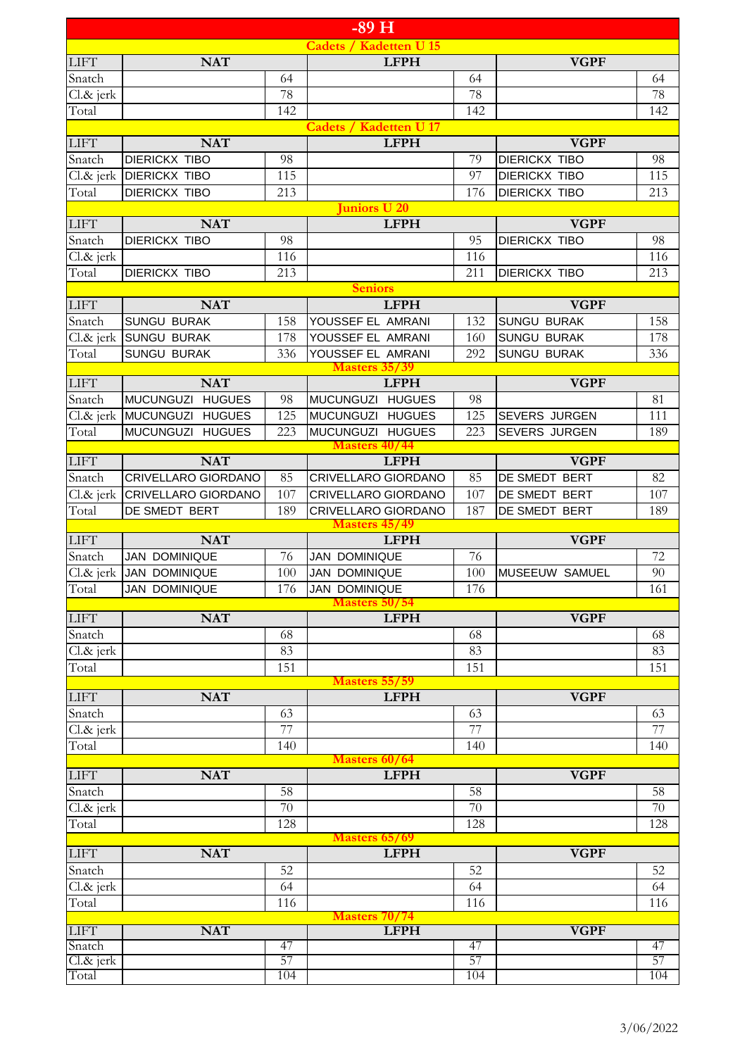# -89 H

| LIFT | NAT | | LFPH | | VGPF | |
|---|---|---|---|---|---|---|
| **Cadets / Kadetten U 15** | | | | | | |
| Snatch | | 64 | | 64 | | 64 |
| Cl.& jerk | | 78 | | 78 | | 78 |
| Total | | 142 | | 142 | | 142 |
| **Cadets / Kadetten U 17** | | | | | | |
| Snatch | DIERICKX TIBO | 98 | | 79 | DIERICKX TIBO | 98 |
| Cl.& jerk | DIERICKX TIBO | 115 | | 97 | DIERICKX TIBO | 115 |
| Total | DIERICKX TIBO | 213 | | 176 | DIERICKX TIBO | 213 |
| **Juniors U 20** | | | | | | |
| Snatch | DIERICKX TIBO | 98 | | 95 | DIERICKX TIBO | 98 |
| Cl.& jerk | | 116 | | 116 | | 116 |
| Total | DIERICKX TIBO | 213 | | 211 | DIERICKX TIBO | 213 |
| **Seniors** | | | | | | |
| Snatch | SUNGU BURAK | 158 | YOUSSEF EL AMRANI | 132 | SUNGU BURAK | 158 |
| Cl.& jerk | SUNGU BURAK | 178 | YOUSSEF EL AMRANI | 160 | SUNGU BURAK | 178 |
| Total | SUNGU BURAK | 336 | YOUSSEF EL AMRANI | 292 | SUNGU BURAK | 336 |
| **Masters 35/39** | | | | | | |
| Snatch | MUCUNGUZI HUGUES | 98 | MUCUNGUZI HUGUES | 98 | | 81 |
| Cl.& jerk | MUCUNGUZI HUGUES | 125 | MUCUNGUZI HUGUES | 125 | SEVERS JURGEN | 111 |
| Total | MUCUNGUZI HUGUES | 223 | MUCUNGUZI HUGUES | 223 | SEVERS JURGEN | 189 |
| **Masters 40/44** | | | | | | |
| Snatch | CRIVELLARO GIORDANO | 85 | CRIVELLARO GIORDANO | 85 | DE SMEDT BERT | 82 |
| Cl.& jerk | CRIVELLARO GIORDANO | 107 | CRIVELLARO GIORDANO | 107 | DE SMEDT BERT | 107 |
| Total | DE SMEDT BERT | 189 | CRIVELLARO GIORDANO | 187 | DE SMEDT BERT | 189 |
| **Masters 45/49** | | | | | | |
| Snatch | JAN DOMINIQUE | 76 | JAN DOMINIQUE | 76 | | 72 |
| Cl.& jerk | JAN DOMINIQUE | 100 | JAN DOMINIQUE | 100 | MUSEEUW SAMUEL | 90 |
| Total | JAN DOMINIQUE | 176 | JAN DOMINIQUE | 176 | | 161 |
| **Masters 50/54** | | | | | | |
| Snatch | | 68 | | 68 | | 68 |
| Cl.& jerk | | 83 | | 83 | | 83 |
| Total | | 151 | | 151 | | 151 |
| **Masters 55/59** | | | | | | |
| Snatch | | 63 | | 63 | | 63 |
| Cl.& jerk | | 77 | | 77 | | 77 |
| Total | | 140 | | 140 | | 140 |
| **Masters 60/64** | | | | | | |
| Snatch | | 58 | | 58 | | 58 |
| Cl.& jerk | | 70 | | 70 | | 70 |
| Total | | 128 | | 128 | | 128 |
| **Masters 65/69** | | | | | | |
| Snatch | | 52 | | 52 | | 52 |
| Cl.& jerk | | 64 | | 64 | | 64 |
| Total | | 116 | | 116 | | 116 |
| **Masters 70/74** | | | | | | |
| Snatch | | 47 | | 47 | | 47 |
| Cl.& jerk | | 57 | | 57 | | 57 |
| Total | | 104 | | 104 | | 104 |

3/06/2022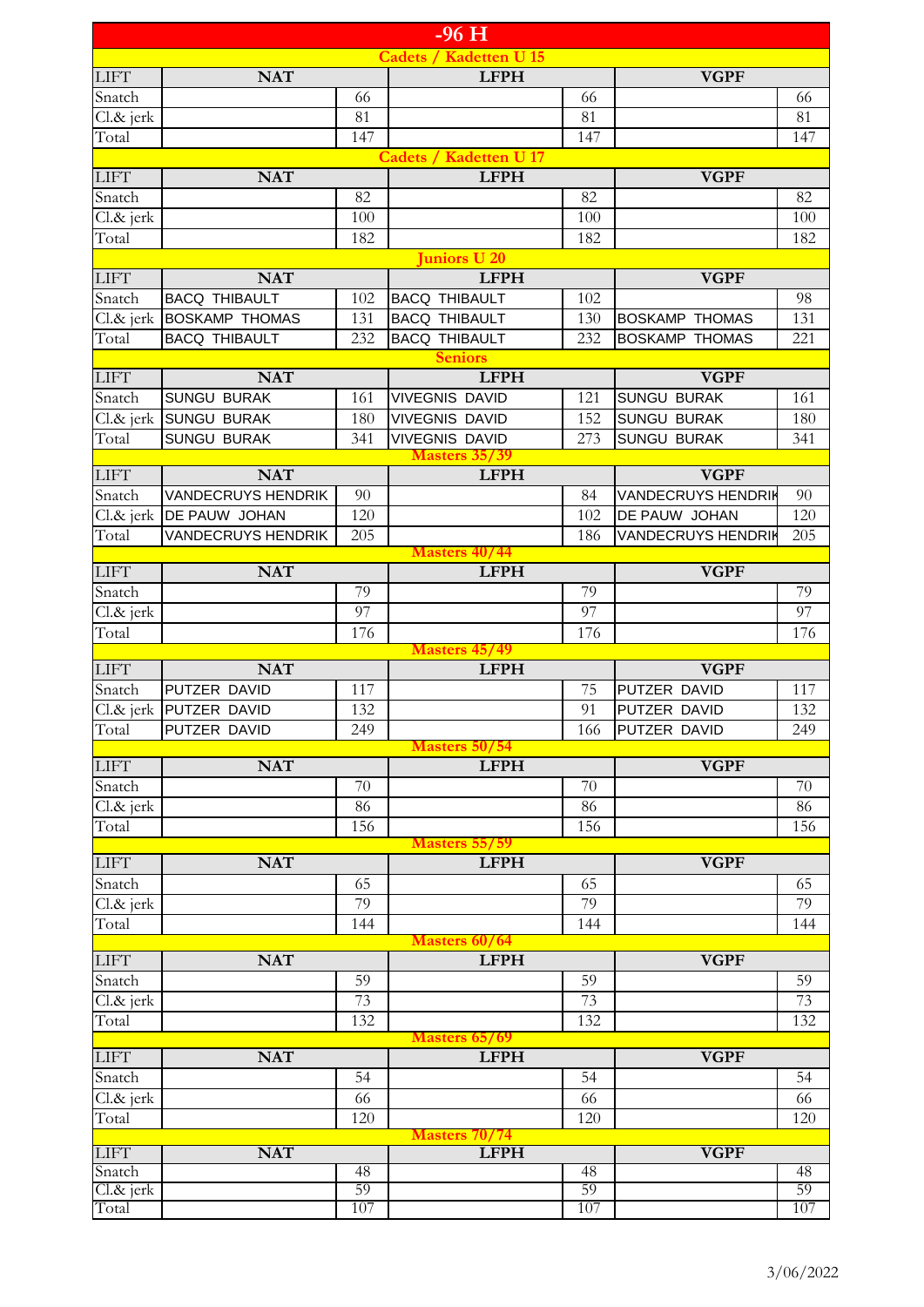# -96 H

## Cadets / Kadetten U 15

| LIFT | NAT | | LFPH | | VGPF | |
|---|---|---|---|---|---|---|
| Snatch | | 66 | | 66 | | 66 |
| Cl.& jerk | | 81 | | 81 | | 81 |
| Total | | 147 | | 147 | | 147 |

## Cadets / Kadetten U 17

| LIFT | NAT | | LFPH | | VGPF | |
|---|---|---|---|---|---|---|
| Snatch | | 82 | | 82 | | 82 |
| Cl.& jerk | | 100 | | 100 | | 100 |
| Total | | 182 | | 182 | | 182 |

## Juniors U 20

| LIFT | NAT | | LFPH | | VGPF | |
|---|---|---|---|---|---|---|
| Snatch | BACQ THIBAULT | 102 | BACQ THIBAULT | 102 | | 98 |
| Cl.& jerk | BOSKAMP THOMAS | 131 | BACQ THIBAULT | 130 | BOSKAMP THOMAS | 131 |
| Total | BACQ THIBAULT | 232 | BACQ THIBAULT | 232 | BOSKAMP THOMAS | 221 |

## Seniors

| LIFT | NAT | | LFPH | | VGPF | |
|---|---|---|---|---|---|---|
| Snatch | SUNGU BURAK | 161 | VIVEGNIS DAVID | 121 | SUNGU BURAK | 161 |
| Cl.& jerk | SUNGU BURAK | 180 | VIVEGNIS DAVID | 152 | SUNGU BURAK | 180 |
| Total | SUNGU BURAK | 341 | VIVEGNIS DAVID | 273 | SUNGU BURAK | 341 |

## Masters 35/39

| LIFT | NAT | | LFPH | | VGPF | |
|---|---|---|---|---|---|---|
| Snatch | VANDECRUYS HENDRIK | 90 | | 84 | VANDECRUYS HENDRIK | 90 |
| Cl.& jerk | DE PAUW JOHAN | 120 | | 102 | DE PAUW JOHAN | 120 |
| Total | VANDECRUYS HENDRIK | 205 | | 186 | VANDECRUYS HENDRIK | 205 |

## Masters 40/44

| LIFT | NAT | | LFPH | | VGPF | |
|---|---|---|---|---|---|---|
| Snatch | | 79 | | 79 | | 79 |
| Cl.& jerk | | 97 | | 97 | | 97 |
| Total | | 176 | | 176 | | 176 |

## Masters 45/49

| LIFT | NAT | | LFPH | | VGPF | |
|---|---|---|---|---|---|---|
| Snatch | PUTZER DAVID | 117 | | 75 | PUTZER DAVID | 117 |
| Cl.& jerk | PUTZER DAVID | 132 | | 91 | PUTZER DAVID | 132 |
| Total | PUTZER DAVID | 249 | | 166 | PUTZER DAVID | 249 |

## Masters 50/54

| LIFT | NAT | | LFPH | | VGPF | |
|---|---|---|---|---|---|---|
| Snatch | | 70 | | 70 | | 70 |
| Cl.& jerk | | 86 | | 86 | | 86 |
| Total | | 156 | | 156 | | 156 |

## Masters 55/59

| LIFT | NAT | | LFPH | | VGPF | |
|---|---|---|---|---|---|---|
| Snatch | | 65 | | 65 | | 65 |
| Cl.& jerk | | 79 | | 79 | | 79 |
| Total | | 144 | | 144 | | 144 |

## Masters 60/64

| LIFT | NAT | | LFPH | | VGPF | |
|---|---|---|---|---|---|---|
| Snatch | | 59 | | 59 | | 59 |
| Cl.& jerk | | 73 | | 73 | | 73 |
| Total | | 132 | | 132 | | 132 |

## Masters 65/69

| LIFT | NAT | | LFPH | | VGPF | |
|---|---|---|---|---|---|---|
| Snatch | | 54 | | 54 | | 54 |
| Cl.& jerk | | 66 | | 66 | | 66 |
| Total | | 120 | | 120 | | 120 |

## Masters 70/74

| LIFT | NAT | | LFPH | | VGPF | |
|---|---|---|---|---|---|---|
| Snatch | | 48 | | 48 | | 48 |
| Cl.& jerk | | 59 | | 59 | | 59 |
| Total | | 107 | | 107 | | 107 |

3/06/2022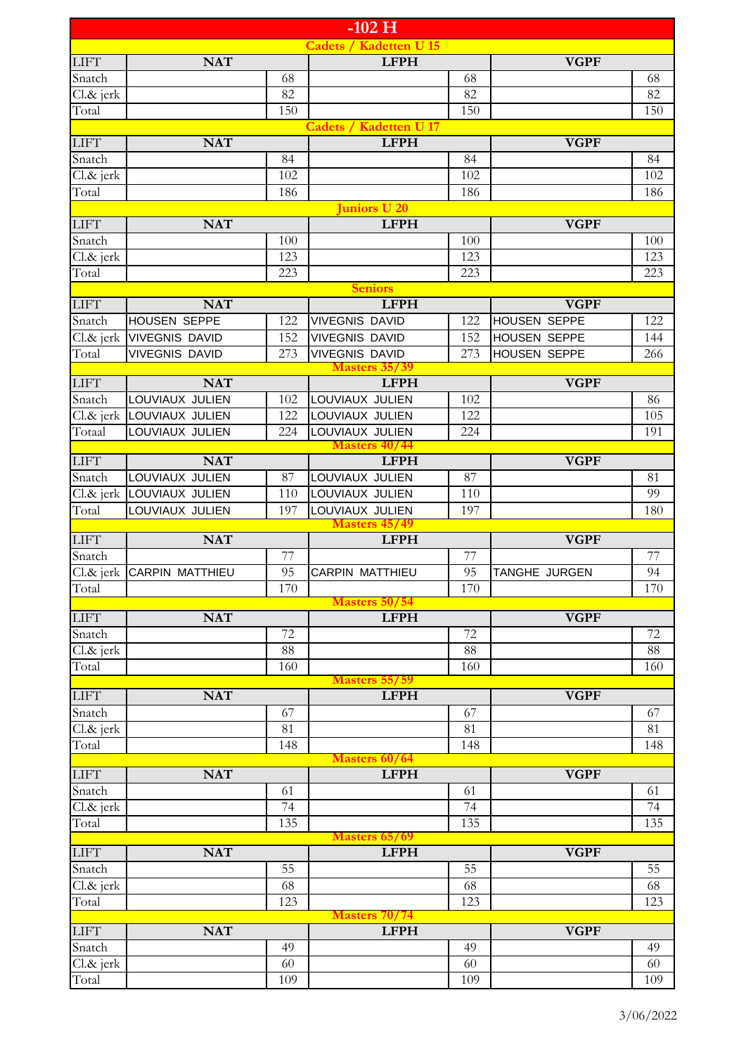# -102 H

## Cadets / Kadetten U 15

| LIFT | NAT | | LFPH | | VGPF | |
|---|---|---|---|---|---|---|
| Snatch | | 68 | | 68 | | 68 |
| Cl.& jerk | | 82 | | 82 | | 82 |
| Total | | 150 | | 150 | | 150 |

## Cadets / Kadetten U 17

| LIFT | NAT | | LFPH | | VGPF | |
|---|---|---|---|---|---|---|
| Snatch | | 84 | | 84 | | 84 |
| Cl.& jerk | | 102 | | 102 | | 102 |
| Total | | 186 | | 186 | | 186 |

## Juniors U 20

| LIFT | NAT | | LFPH | | VGPF | |
|---|---|---|---|---|---|---|
| Snatch | | 100 | | 100 | | 100 |
| Cl.& jerk | | 123 | | 123 | | 123 |
| Total | | 223 | | 223 | | 223 |

## Seniors

| LIFT | NAT | | LFPH | | VGPF | |
|---|---|---|---|---|---|---|
| Snatch | HOUSEN SEPPE | 122 | VIVEGNIS DAVID | 122 | HOUSEN SEPPE | 122 |
| Cl.& jerk | VIVEGNIS DAVID | 152 | VIVEGNIS DAVID | 152 | HOUSEN SEPPE | 144 |
| Total | VIVEGNIS DAVID | 273 | VIVEGNIS DAVID | 273 | HOUSEN SEPPE | 266 |

## Masters 35/39

| LIFT | NAT | | LFPH | | VGPF | |
|---|---|---|---|---|---|---|
| Snatch | LOUVIAUX JULIEN | 102 | LOUVIAUX JULIEN | 102 | | 86 |
| Cl.& jerk | LOUVIAUX JULIEN | 122 | LOUVIAUX JULIEN | 122 | | 105 |
| Totaal | LOUVIAUX JULIEN | 224 | LOUVIAUX JULIEN | 224 | | 191 |

## Masters 40/44

| LIFT | NAT | | LFPH | | VGPF | |
|---|---|---|---|---|---|---|
| Snatch | LOUVIAUX JULIEN | 87 | LOUVIAUX JULIEN | 87 | | 81 |
| Cl.& jerk | LOUVIAUX JULIEN | 110 | LOUVIAUX JULIEN | 110 | | 99 |
| Total | LOUVIAUX JULIEN | 197 | LOUVIAUX JULIEN | 197 | | 180 |

## Masters 45/49

| LIFT | NAT | | LFPH | | VGPF | |
|---|---|---|---|---|---|---|
| Snatch | | 77 | | 77 | | 77 |
| Cl.& jerk | CARPIN MATTHIEU | 95 | CARPIN MATTHIEU | 95 | TANGHE JURGEN | 94 |
| Total | | 170 | | 170 | | 170 |

## Masters 50/54

| LIFT | NAT | | LFPH | | VGPF | |
|---|---|---|---|---|---|---|
| Snatch | | 72 | | 72 | | 72 |
| Cl.& jerk | | 88 | | 88 | | 88 |
| Total | | 160 | | 160 | | 160 |

## Masters 55/59

| LIFT | NAT | | LFPH | | VGPF | |
|---|---|---|---|---|---|---|
| Snatch | | 67 | | 67 | | 67 |
| Cl.& jerk | | 81 | | 81 | | 81 |
| Total | | 148 | | 148 | | 148 |

## Masters 60/64

| LIFT | NAT | | LFPH | | VGPF | |
|---|---|---|---|---|---|---|
| Snatch | | 61 | | 61 | | 61 |
| Cl.& jerk | | 74 | | 74 | | 74 |
| Total | | 135 | | 135 | | 135 |

## Masters 65/69

| LIFT | NAT | | LFPH | | VGPF | |
|---|---|---|---|---|---|---|
| Snatch | | 55 | | 55 | | 55 |
| Cl.& jerk | | 68 | | 68 | | 68 |
| Total | | 123 | | 123 | | 123 |

## Masters 70/74

| LIFT | NAT | | LFPH | | VGPF | |
|---|---|---|---|---|---|---|
| Snatch | | 49 | | 49 | | 49 |
| Cl.& jerk | | 60 | | 60 | | 60 |
| Total | | 109 | | 109 | | 109 |

3/06/2022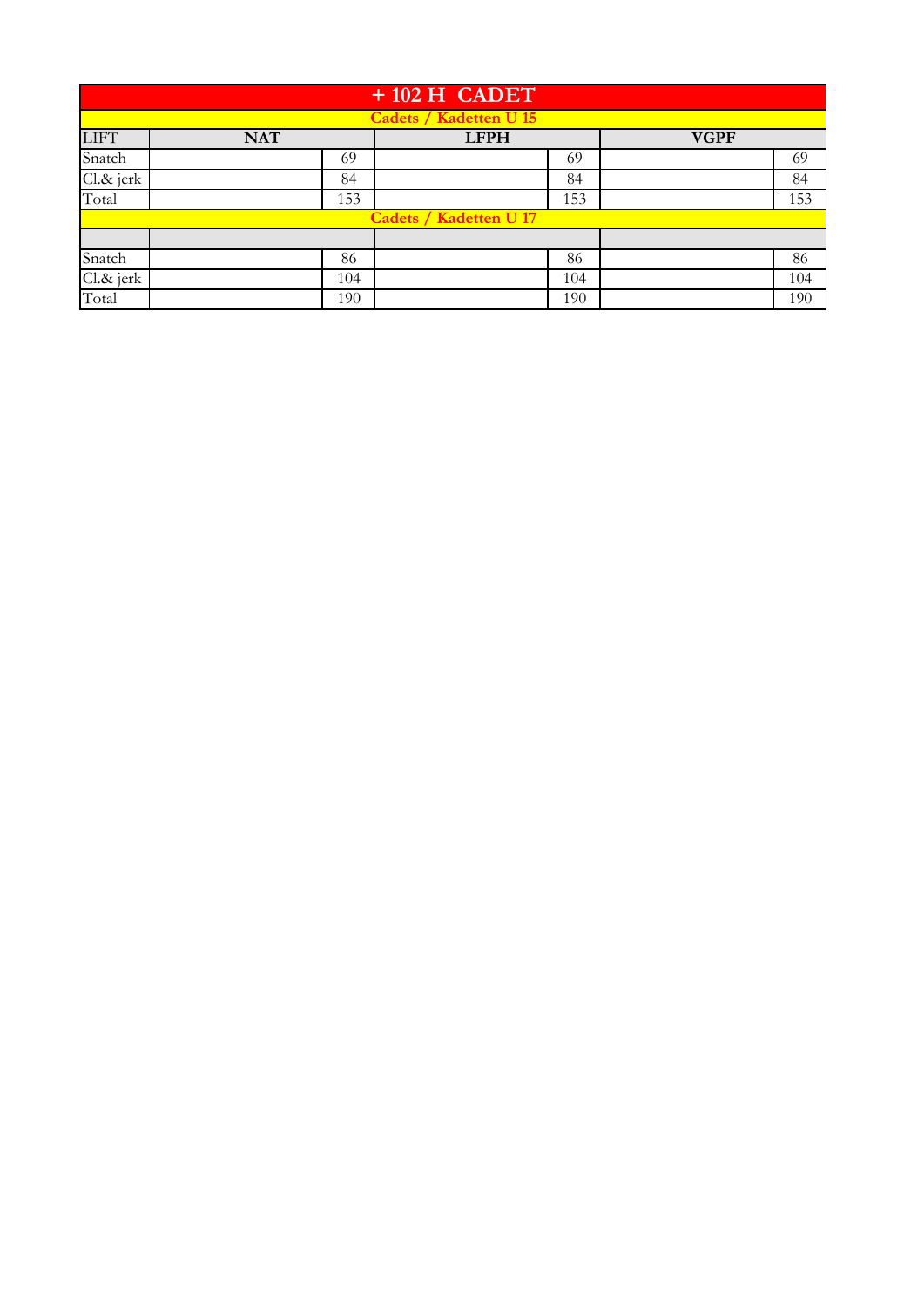| + 102 H CADET | | | | | | |
|---|---|---|---|---|---|---|
| **Cadets / Kadetten U 15** | | | | | | |
| LIFT | **NAT** | | **LFPH** | | **VGPF** | |
| Snatch | | 69 | | 69 | | 69 |
| Cl.& jerk | | 84 | | 84 | | 84 |
| Total | | 153 | | 153 | | 153 |
| **Cadets / Kadetten U 17** | | | | | | |
| | | | | | | |
| Snatch | | 86 | | 86 | | 86 |
| Cl.& jerk | | 104 | | 104 | | 104 |
| Total | | 190 | | 190 | | 190 |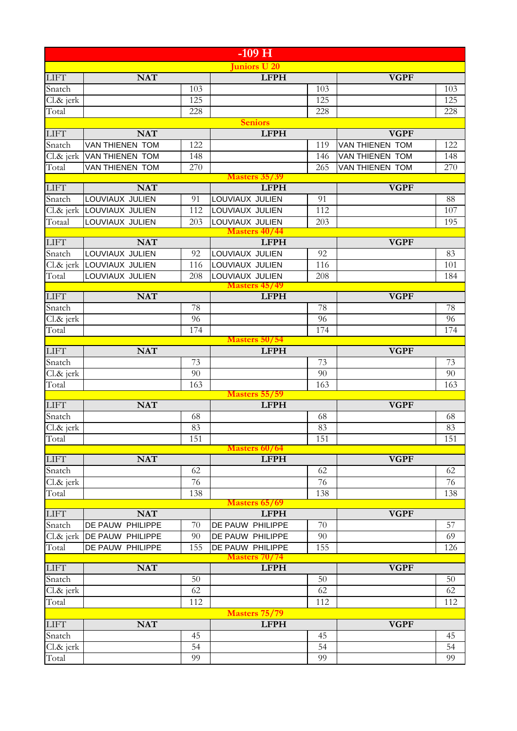# -109 H

## Juniors U 20

| LIFT | NAT | | LFPH | | VGPF | |
|---|---|---|---|---|---|---|
| Snatch | | 103 | | 103 | | 103 |
| Cl.& jerk | | 125 | | 125 | | 125 |
| Total | | 228 | | 228 | | 228 |

## Seniors

| LIFT | NAT | | LFPH | | VGPF | |
|---|---|---|---|---|---|---|
| Snatch | VAN THIENEN TOM | 122 | | 119 | VAN THIENEN TOM | 122 |
| Cl.& jerk | VAN THIENEN TOM | 148 | | 146 | VAN THIENEN TOM | 148 |
| Total | VAN THIENEN TOM | 270 | | 265 | VAN THIENEN TOM | 270 |

## Masters 35/39

| LIFT | NAT | | LFPH | | VGPF | |
|---|---|---|---|---|---|---|
| Snatch | LOUVIAUX JULIEN | 91 | LOUVIAUX JULIEN | 91 | | 88 |
| Cl.& jerk | LOUVIAUX JULIEN | 112 | LOUVIAUX JULIEN | 112 | | 107 |
| Totaal | LOUVIAUX JULIEN | 203 | LOUVIAUX JULIEN | 203 | | 195 |

## Masters 40/44

| LIFT | NAT | | LFPH | | VGPF | |
|---|---|---|---|---|---|---|
| Snatch | LOUVIAUX JULIEN | 92 | LOUVIAUX JULIEN | 92 | | 83 |
| Cl.& jerk | LOUVIAUX JULIEN | 116 | LOUVIAUX JULIEN | 116 | | 101 |
| Total | LOUVIAUX JULIEN | 208 | LOUVIAUX JULIEN | 208 | | 184 |

## Masters 45/49

| LIFT | NAT | | LFPH | | VGPF | |
|---|---|---|---|---|---|---|
| Snatch | | 78 | | 78 | | 78 |
| Cl.& jerk | | 96 | | 96 | | 96 |
| Total | | 174 | | 174 | | 174 |

## Masters 50/54

| LIFT | NAT | | LFPH | | VGPF | |
|---|---|---|---|---|---|---|
| Snatch | | 73 | | 73 | | 73 |
| Cl.& jerk | | 90 | | 90 | | 90 |
| Total | | 163 | | 163 | | 163 |

## Masters 55/59

| LIFT | NAT | | LFPH | | VGPF | |
|---|---|---|---|---|---|---|
| Snatch | | 68 | | 68 | | 68 |
| Cl.& jerk | | 83 | | 83 | | 83 |
| Total | | 151 | | 151 | | 151 |

## Masters 60/64

| LIFT | NAT | | LFPH | | VGPF | |
|---|---|---|---|---|---|---|
| Snatch | | 62 | | 62 | | 62 |
| Cl.& jerk | | 76 | | 76 | | 76 |
| Total | | 138 | | 138 | | 138 |

## Masters 65/69

| LIFT | NAT | | LFPH | | VGPF | |
|---|---|---|---|---|---|---|
| Snatch | DE PAUW PHILIPPE | 70 | DE PAUW PHILIPPE | 70 | | 57 |
| Cl.& jerk | DE PAUW PHILIPPE | 90 | DE PAUW PHILIPPE | 90 | | 69 |
| Total | DE PAUW PHILIPPE | 155 | DE PAUW PHILIPPE | 155 | | 126 |

## Masters 70/74

| LIFT | NAT | | LFPH | | VGPF | |
|---|---|---|---|---|---|---|
| Snatch | | 50 | | 50 | | 50 |
| Cl.& jerk | | 62 | | 62 | | 62 |
| Total | | 112 | | 112 | | 112 |

## Masters 75/79

| LIFT | NAT | | LFPH | | VGPF | |
|---|---|---|---|---|---|---|
| Snatch | | 45 | | 45 | | 45 |
| Cl.& jerk | | 54 | | 54 | | 54 |
| Total | | 99 | | 99 | | 99 |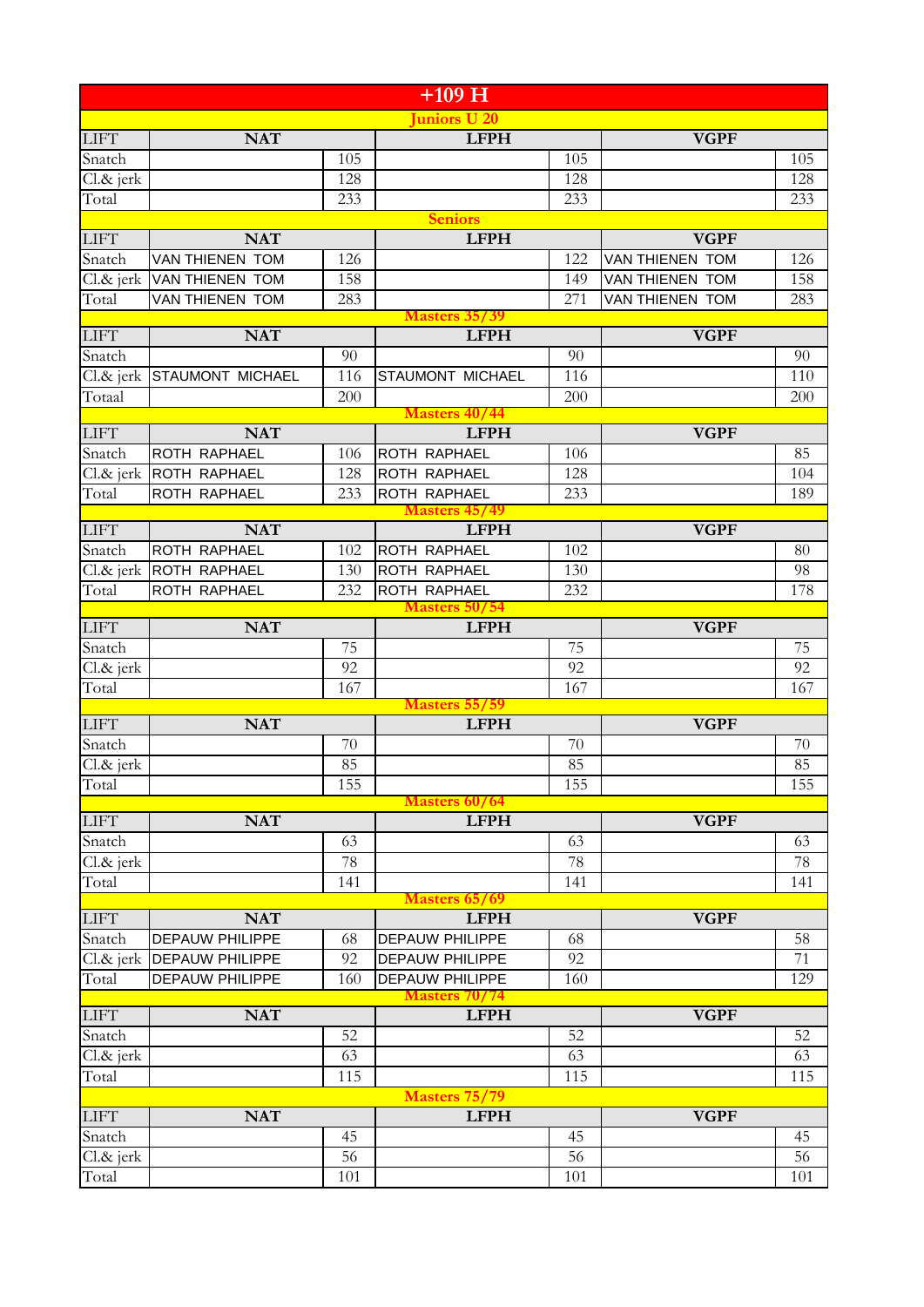# +109 H

| LIFT | NAT | | LFPH | | VGPF | |
|---|---|---|---|---|---|---|
| **Juniors U 20** | | | | | | |
| Snatch | | 105 | | 105 | | 105 |
| Cl.& jerk | | 128 | | 128 | | 128 |
| Total | | 233 | | 233 | | 233 |
| **Seniors** | | | | | | |
| LIFT | NAT | | LFPH | | VGPF | |
| Snatch | VAN THIENEN TOM | 126 | | 122 | VAN THIENEN TOM | 126 |
| Cl.& jerk | VAN THIENEN TOM | 158 | | 149 | VAN THIENEN TOM | 158 |
| Total | VAN THIENEN TOM | 283 | | 271 | VAN THIENEN TOM | 283 |
| **Masters 35/39** | | | | | | |
| LIFT | NAT | | LFPH | | VGPF | |
| Snatch | | 90 | | 90 | | 90 |
| Cl.& jerk | STAUMONT MICHAEL | 116 | STAUMONT MICHAEL | 116 | | 110 |
| Totaal | | 200 | | 200 | | 200 |
| **Masters 40/44** | | | | | | |
| LIFT | NAT | | LFPH | | VGPF | |
| Snatch | ROTH RAPHAEL | 106 | ROTH RAPHAEL | 106 | | 85 |
| Cl.& jerk | ROTH RAPHAEL | 128 | ROTH RAPHAEL | 128 | | 104 |
| Total | ROTH RAPHAEL | 233 | ROTH RAPHAEL | 233 | | 189 |
| **Masters 45/49** | | | | | | |
| LIFT | NAT | | LFPH | | VGPF | |
| Snatch | ROTH RAPHAEL | 102 | ROTH RAPHAEL | 102 | | 80 |
| Cl.& jerk | ROTH RAPHAEL | 130 | ROTH RAPHAEL | 130 | | 98 |
| Total | ROTH RAPHAEL | 232 | ROTH RAPHAEL | 232 | | 178 |
| **Masters 50/54** | | | | | | |
| LIFT | NAT | | LFPH | | VGPF | |
| Snatch | | 75 | | 75 | | 75 |
| Cl.& jerk | | 92 | | 92 | | 92 |
| Total | | 167 | | 167 | | 167 |
| **Masters 55/59** | | | | | | |
| LIFT | NAT | | LFPH | | VGPF | |
| Snatch | | 70 | | 70 | | 70 |
| Cl.& jerk | | 85 | | 85 | | 85 |
| Total | | 155 | | 155 | | 155 |
| **Masters 60/64** | | | | | | |
| LIFT | NAT | | LFPH | | VGPF | |
| Snatch | | 63 | | 63 | | 63 |
| Cl.& jerk | | 78 | | 78 | | 78 |
| Total | | 141 | | 141 | | 141 |
| **Masters 65/69** | | | | | | |
| LIFT | NAT | | LFPH | | VGPF | |
| Snatch | DEPAUW PHILIPPE | 68 | DEPAUW PHILIPPE | 68 | | 58 |
| Cl.& jerk | DEPAUW PHILIPPE | 92 | DEPAUW PHILIPPE | 92 | | 71 |
| Total | DEPAUW PHILIPPE | 160 | DEPAUW PHILIPPE | 160 | | 129 |
| **Masters 70/74** | | | | | | |
| LIFT | NAT | | LFPH | | VGPF | |
| Snatch | | 52 | | 52 | | 52 |
| Cl.& jerk | | 63 | | 63 | | 63 |
| Total | | 115 | | 115 | | 115 |
| **Masters 75/79** | | | | | | |
| LIFT | NAT | | LFPH | | VGPF | |
| Snatch | | 45 | | 45 | | 45 |
| Cl.& jerk | | 56 | | 56 | | 56 |
| Total | | 101 | | 101 | | 101 |